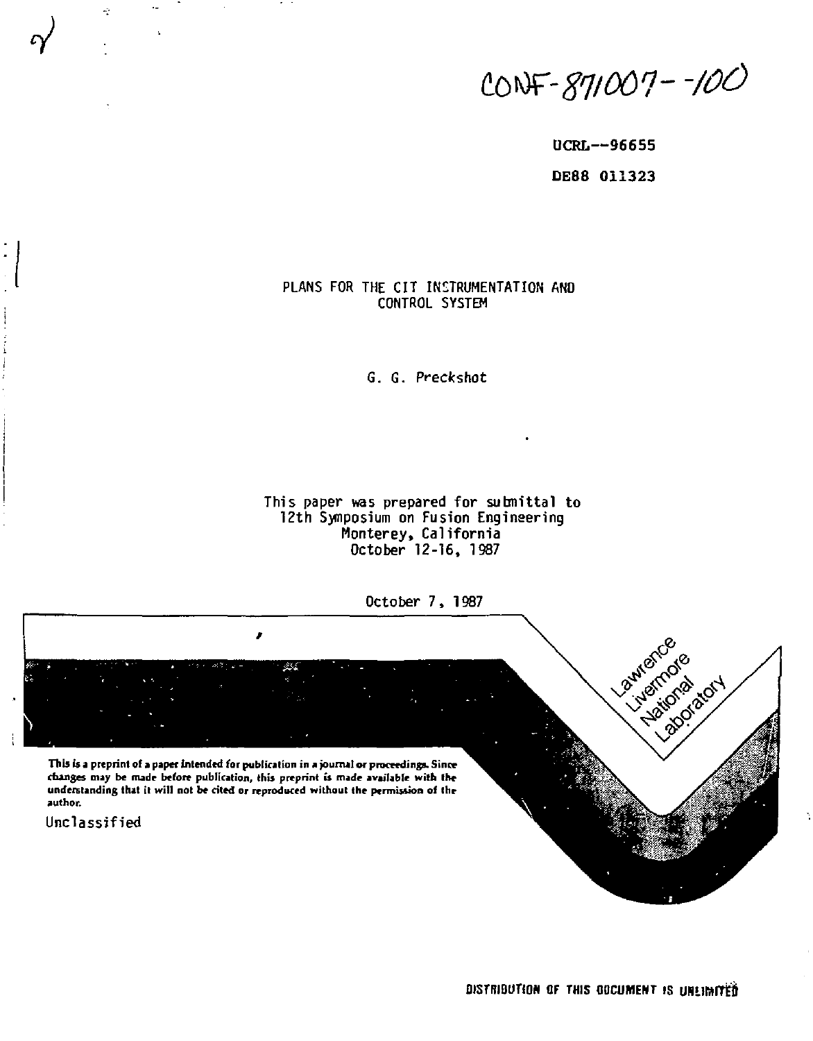CONF-871007--100

UCRL--96655

DE88 011323

# PLANS FOR THE CIT INSTRUMENTATION AND CONTROL SYSTEM

G. G. Preckshot

This paper was prepared for submittal to
12th Symposium on Fusion Engineering
Monterey, California
October 12-16, 1987

October 7, 1987

Lawrence Livermore National Laboratory

**This is a preprint of a paper intended for publication in a journal or proceedings. Since changes may be made before publication, this preprint is made available with the understanding that it will not be cited or reproduced without the permission of the author.**

Unclassified

DISTRIBUTION OF THIS DOCUMENT IS UNLIMITED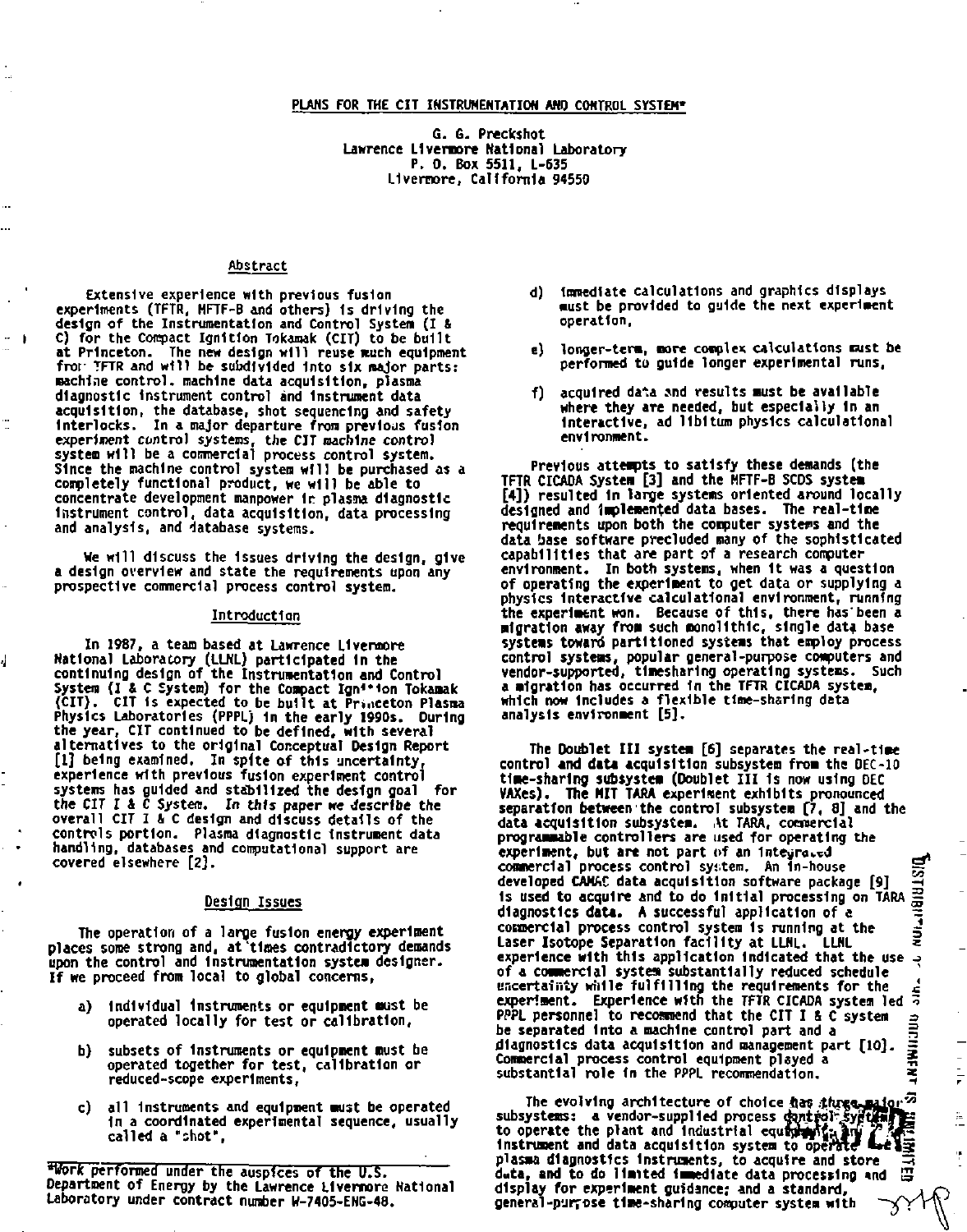PLANS FOR THE CIT INSTRUMENTATION AND CONTROL SYSTEM*

G. G. Preckshot
Lawrence Livermore National Laboratory
P. O. Box 5511, L-635
Livermore, California 94550

## Abstract

Extensive experience with previous fusion experiments (TFTR, MFTF-B and others) is driving the design of the Instrumentation and Control System (I & C) for the Compact Ignition Tokamak (CIT) to be built at Princeton. The new design will reuse much equipment from TFTR and will be subdivided into six major parts: machine control, machine data acquisition, plasma diagnostic instrument control and instrument data acquisition, the database, shot sequencing and safety interlocks. In a major departure from previous fusion experiment control systems, the CIT machine control system will be a commercial process control system. Since the machine control system will be purchased as a completely functional product, we will be able to concentrate development manpower in plasma diagnostic instrument control, data acquisition, data processing and analysis, and database systems.

We will discuss the issues driving the design, give a design overview and state the requirements upon any prospective commercial process control system.

## Introduction

In 1987, a team based at Lawrence Livermore National Laboratory (LLNL) participated in the continuing design of the Instrumentation and Control System (I & C System) for the Compact Ignition Tokamak (CIT). CIT is expected to be built at Princeton Plasma Physics Laboratories (PPPL) in the early 1990s. During the year, CIT continued to be defined, with several alternatives to the original Conceptual Design Report [1] being examined. In spite of this uncertainty, experience with previous fusion experiment control systems has guided and stabilized the design goal for the CIT I & C System. *In this paper we describe the overall CIT I & C design and discuss details of the controls portion.* Plasma diagnostic instrument data handling, databases and computational support are covered elsewhere [2].

## Design Issues

The operation of a large fusion energy experiment places some strong and, at times contradictory demands upon the control and instrumentation system designer. If we proceed from local to global concerns,

a) individual instruments or equipment must be operated locally for test or calibration,

b) subsets of instruments or equipment must be operated together for test, calibration or reduced-scope experiments,

c) all instruments and equipment must be operated in a coordinated experimental sequence, usually called a "shot",

d) immediate calculations and graphics displays must be provided to guide the next experiment operation,

e) longer-term, more complex calculations must be performed to guide longer experimental runs,

f) acquired data and results must be available where they are needed, but especially in an interactive, ad libitum physics calculational environment.

Previous attempts to satisfy these demands (the TFTR CICADA System [3] and the MFTF-B SCDS system [4]) resulted in large systems oriented around locally designed and implemented data bases. The real-time requirements upon both the computer systems and the data base software precluded many of the sophisticated capabilities that are part of a research computer environment. In both systems, when it was a question of operating the experiment to get data or supplying a physics interactive calculational environment, running the experiment won. Because of this, there has been a migration away from such monolithic, single data base systems toward partitioned systems that employ process control systems, popular general-purpose computers and vendor-supported, timesharing operating systems. Such a migration has occurred in the TFTR CICADA system, which now includes a flexible time-sharing data analysis environment [5].

The Doublet III system [6] separates the real-time control and data acquisition subsystem from the DEC-10 time-sharing subsystem (Doublet III is now using DEC VAXes). The MIT TARA experiment exhibits pronounced separation between the control subsystem [7, 8] and the data acquisition subsystem. At TARA, commercial programmable controllers are used for operating the experiment, but are not part of an integrated commercial process control system. An in-house developed CAMAC data acquisition software package [9] is used to acquire and to do initial processing on TARA diagnostics data. A successful application of a commercial process control system is running at the Laser Isotope Separation facility at LLNL. LLNL experience with this application indicated that the use of a commercial system substantially reduced schedule uncertainty while fulfilling the requirements for the experiment. Experience with the TFTR CICADA system led PPPL personnel to recommend that the CIT I & C system be separated into a machine control part and a diagnostics data acquisition and management part [10]. Commercial process control equipment played a substantial role in the PPPL recommendation.

The evolving architecture of choice has three major subsystems: a vendor-supplied process control system to operate the plant and industrial equipment; an instrument and data acquisition system to operate the plasma diagnostics instruments, to acquire and store data, and to do limited immediate data processing and display for experiment guidance; and a standard, general-purpose time-sharing computer system with

*Work performed under the auspices of the U.S. Department of Energy by the Lawrence Livermore National Laboratory under contract number W-7405-ENG-48.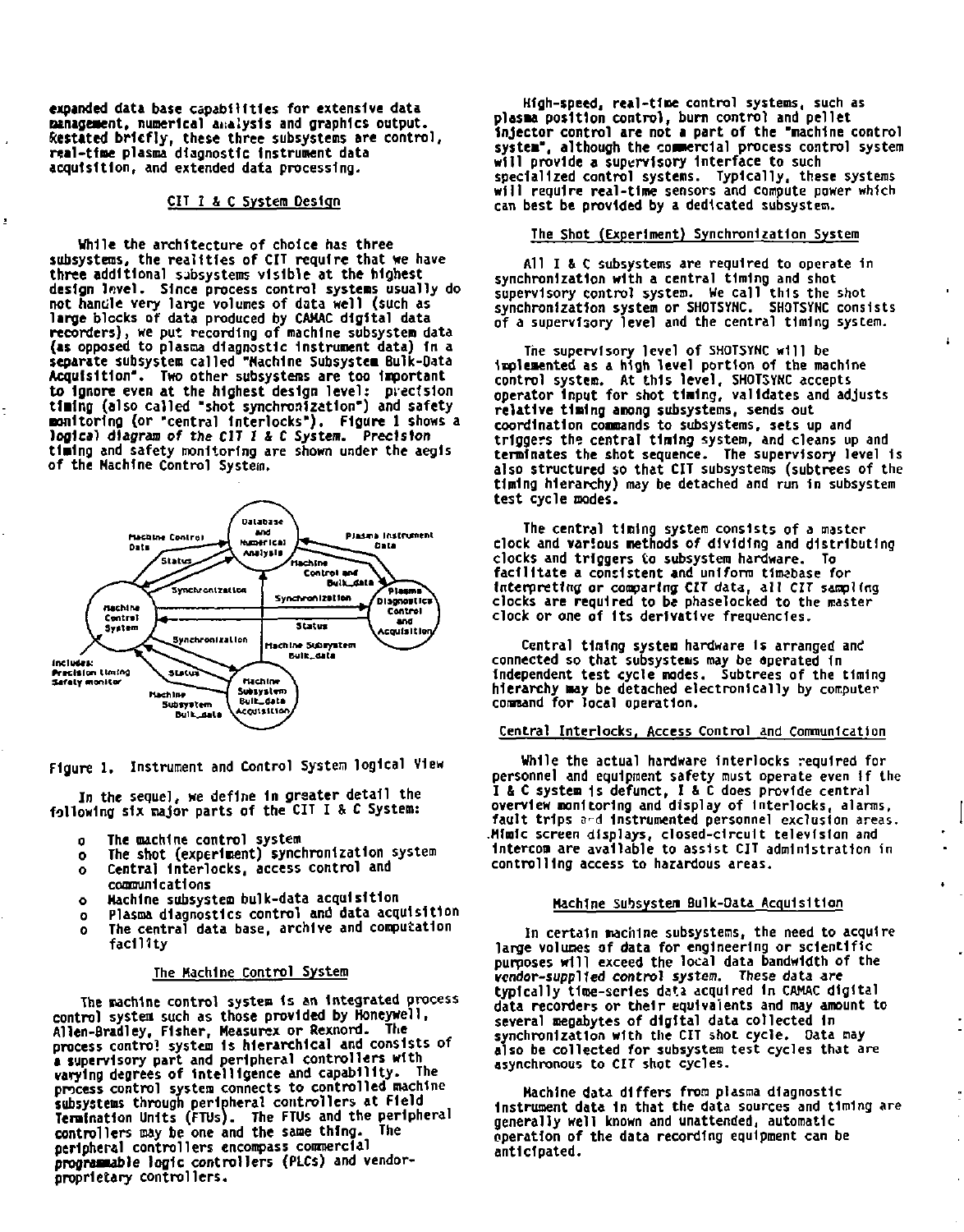expanded data base capabilities for extensive data management, numerical analysis and graphics output. Restated briefly, these three subsystems are control, real-time plasma diagnostic instrument data acquisition, and extended data processing.

## CIT I & C System Design

While the architecture of choice has three subsystems, the realities of CIT require that we have three additional subsystems visible at the highest design level. Since process control systems usually do not handle very large volumes of data well (such as large blocks of data produced by CAMAC digital data recorders), we put recording of machine subsystem data (as opposed to plasma diagnostic instrument data) in a separate subsystem called "Machine Subsystem Bulk-Data Acquisition". Two other subsystems are too important to ignore even at the highest design level: precision timing (also called "shot synchronization") and safety monitoring (or "central interlocks"). Figure 1 shows a logical diagram of the CIT I & C System. Precision timing and safety monitoring are shown under the aegis of the Machine Control System.

Figure 1. Instrument and Control System logical View

In the sequel, we define in greater detail the following six major parts of the CIT I & C System:

- The machine control system
- The shot (experiment) synchronization system
- Central interlocks, access control and communications
- Machine subsystem bulk-data acquisition
- Plasma diagnostics control and data acquisition
- The central data base, archive and computation facility

## The Machine Control System

The machine control system is an integrated process control system such as those provided by Honeywell, Allen-Bradley, Fisher, Measurex or Rexnord. The process control system is hierarchical and consists of a supervisory part and peripheral controllers with varying degrees of intelligence and capability. The process control system connects to controlled machine subsystems through peripheral controllers at Field Termination Units (FTUs). The FTUs and the peripheral controllers may be one and the same thing. The peripheral controllers encompass commercial programmable logic controllers (PLCs) and vendor-proprietary controllers.

High-speed, real-time control systems, such as plasma position control, burn control and pellet injector control are not a part of the "machine control system", although the commercial process control system will provide a supervisory interface to such specialized control systems. Typically, these systems will require real-time sensors and compute power which can best be provided by a dedicated subsystem.

## The Shot (Experiment) Synchronization System

All I & C subsystems are required to operate in synchronization with a central timing and shot supervisory control system. We call this the shot synchronization system or SHOTSYNC. SHOTSYNC consists of a supervisory level and the central timing system.

The supervisory level of SHOTSYNC will be implemented as a high level portion of the machine control system. At this level, SHOTSYNC accepts operator input for shot timing, validates and adjusts relative timing among subsystems, sends out coordination commands to subsystems, sets up and triggers the central timing system, and cleans up and terminates the shot sequence. The supervisory level is also structured so that CIT subsystems (subtrees of the timing hierarchy) may be detached and run in subsystem test cycle modes.

The central timing system consists of a master clock and various methods of dividing and distributing clocks and triggers to subsystem hardware. To facilitate a consistent and uniform timebase for interpreting or comparing CIT data, all CIT sampling clocks are required to be phaselocked to the master clock or one of its derivative frequencies.

Central timing system hardware is arranged and connected so that subsystems may be operated in independent test cycle modes. Subtrees of the timing hierarchy may be detached electronically by computer command for local operation.

## Central Interlocks, Access Control and Communication

While the actual hardware interlocks required for personnel and equipment safety must operate even if the I & C system is defunct, I & C does provide central overview monitoring and display of interlocks, alarms, fault trips and instrumented personnel exclusion areas. Mimic screen displays, closed-circuit television and intercom are available to assist CIT administration in controlling access to hazardous areas.

## Machine Subsystem Bulk-Data Acquisition

In certain machine subsystems, the need to acquire large volumes of data for engineering or scientific purposes will exceed the local data bandwidth of the vendor-supplied control system. These data are typically time-series data acquired in CAMAC digital data recorders or their equivalents and may amount to several megabytes of digital data collected in synchronization with the CIT shot cycle. Data may also be collected for subsystem test cycles that are asynchronous to CIT shot cycles.

Machine data differs from plasma diagnostic instrument data in that the data sources and timing are generally well known and unattended, automatic operation of the data recording equipment can be anticipated.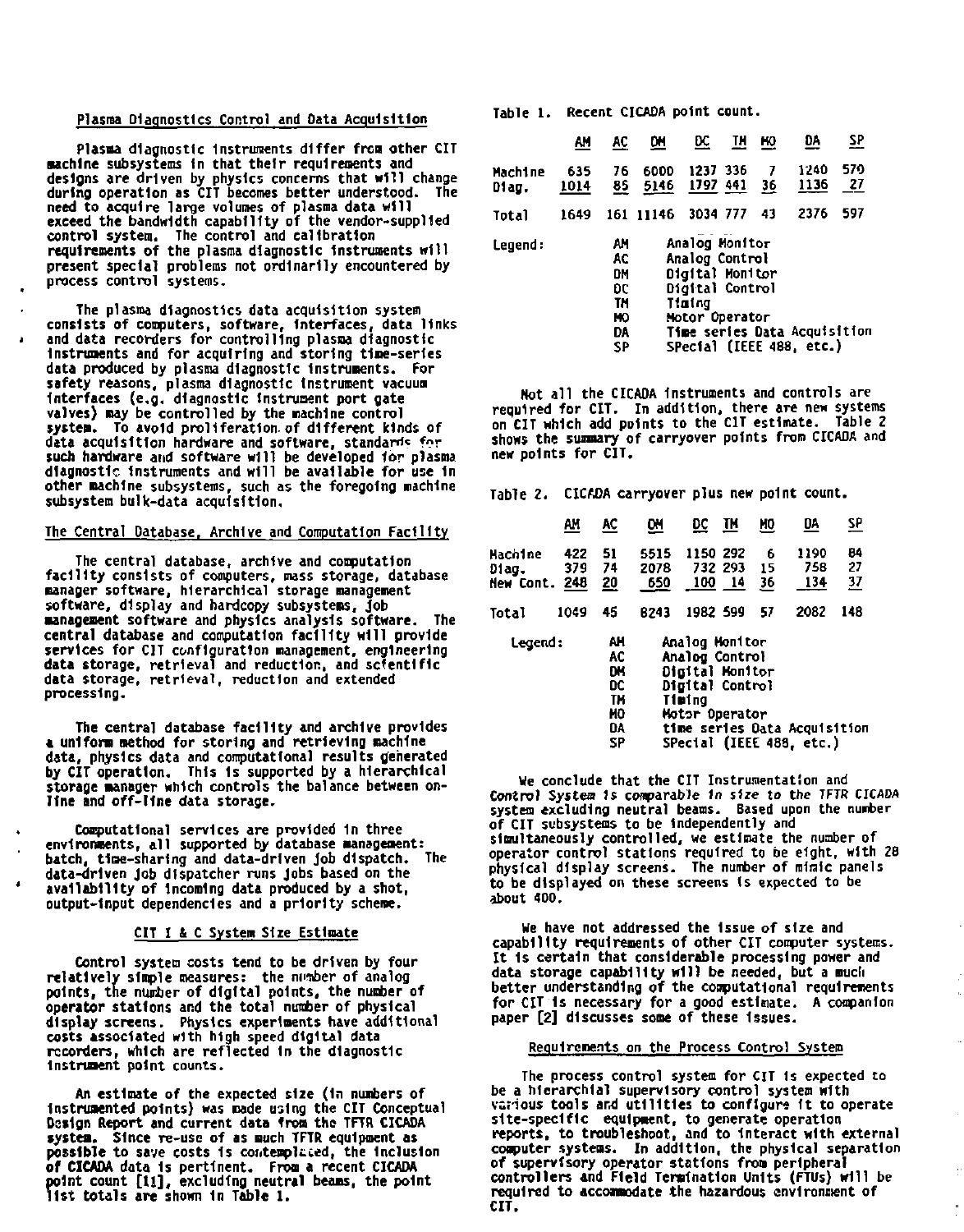## Plasma Diagnostics Control and Data Acquisition

Plasma diagnostic instruments differ from other CIT machine subsystems in that their requirements and designs are driven by physics concerns that will change during operation as CIT becomes better understood. The need to acquire large volumes of plasma data will exceed the bandwidth capability of the vendor-supplied control system. The control and calibration requirements of the plasma diagnostic instruments will present special problems not ordinarily encountered by process control systems.

The plasma diagnostics data acquisition system consists of computers, software, interfaces, data links and data recorders for controlling plasma diagnostic instruments and for acquiring and storing time-series data produced by plasma diagnostic instruments. For safety reasons, plasma diagnostic instrument vacuum interfaces (e.g. diagnostic instrument port gate valves) may be controlled by the machine control system. To avoid proliferation of different kinds of data acquisition hardware and software, standards for such hardware and software will be developed for plasma diagnostic instruments and will be available for use in other machine subsystems, such as the foregoing machine subsystem bulk-data acquisition.

## The Central Database, Archive and Computation Facility

The central database, archive and computation facility consists of computers, mass storage, database manager software, hierarchical storage management software, display and hardcopy subsystems, job management software and physics analysis software. The central database and computation facility will provide services for CIT configuration management, engineering data storage, retrieval and reduction, and scientific data storage, retrieval, reduction and extended processing.

The central database facility and archive provides a uniform method for storing and retrieving machine data, physics data and computational results generated by CIT operation. This is supported by a hierarchical storage manager which controls the balance between on-line and off-line data storage.

Computational services are provided in three environments, all supported by database management: batch, time-sharing and data-driven job dispatch. The data-driven job dispatcher runs jobs based on the availability of incoming data produced by a shot, output-input dependencies and a priority scheme.

## CIT I & C System Size Estimate

Control system costs tend to be driven by four relatively simple measures: the number of analog points, the number of digital points, the number of operator stations and the total number of physical display screens. Physics experiments have additional costs associated with high speed digital data recorders, which are reflected in the diagnostic instrument point counts.

An estimate of the expected size (in numbers of instrumented points) was made using the CIT Conceptual Design Report and current data from the TFTR CICADA system. Since re-use of as much TFTR equipment as possible to save costs is contemplated, the inclusion of CICADA data is pertinent. From a recent CICADA point count [11], excluding neutral beams, the point list totals are shown in Table 1.

Table 1. Recent CICADA point count.

| | AM | AC | DM | DC | TM | MO | DA | SP |
|---|---|---|---|---|---|---|---|---|
| Machine | 635 | 76 | 6000 | 1237 | 336 | 7 | 1240 | 570 |
| Diag. | 1014 | 85 | 5146 | 1797 | 441 | 36 | 1136 | 27 |
| Total | 1649 | 161 | 11146 | 3034 | 777 | 43 | 2376 | 597 |

Legend:

- AM Analog Monitor
- AC Analog Control
- DM Digital Monitor
- DC Digital Control
- TM Timing
- MO Motor Operator
- DA Time series Data Acquisition
- SP SPecial (IEEE 488, etc.)

Not all the CICADA instruments and controls are required for CIT. In addition, there are new systems on CIT which add points to the CIT estimate. Table 2 shows the summary of carryover points from CICADA and new points for CIT.

Table 2. CICADA carryover plus new point count.

| | AM | AC | DM | DC | TM | MO | DA | SP |
|---|---|---|---|---|---|---|---|---|
| Machine | 422 | 51 | 5515 | 1150 | 292 | 6 | 1190 | 84 |
| Diag. | 379 | 74 | 2078 | 732 | 293 | 15 | 758 | 27 |
| New Cont. | 248 | 20 | 650 | 100 | 14 | 36 | 134 | 37 |
| Total | 1049 | 45 | 8243 | 1982 | 599 | 57 | 2082 | 148 |

Legend:

- AM Analog Monitor
- AC Analog Control
- DM Digital Monitor
- DC Digital Control
- TM Timing
- MO Motor Operator
- DA time series Data Acquisition
- SP SPecial (IEEE 488, etc.)

We conclude that the CIT Instrumentation and Control System is comparable in size to the TFTR CICADA system excluding neutral beams. Based upon the number of CIT subsystems to be independently and simultaneously controlled, we estimate the number of operator control stations required to be eight, with 28 physical display screens. The number of mimic panels to be displayed on these screens is expected to be about 400.

We have not addressed the issue of size and capability requirements of other CIT computer systems. It is certain that considerable processing power and data storage capability will be needed, but a much better understanding of the computational requirements for CIT is necessary for a good estimate. A companion paper [2] discusses some of these issues.

## Requirements on the Process Control System

The process control system for CIT is expected to be a hierarchial supervisory control system with various tools and utilities to configure it to operate site-specific equipment, to generate operation reports, to troubleshoot, and to interact with external computer systems. In addition, the physical separation of supervisory operator stations from peripheral controllers and Field Termination Units (FTUs) will be required to accommodate the hazardous environment of CIT.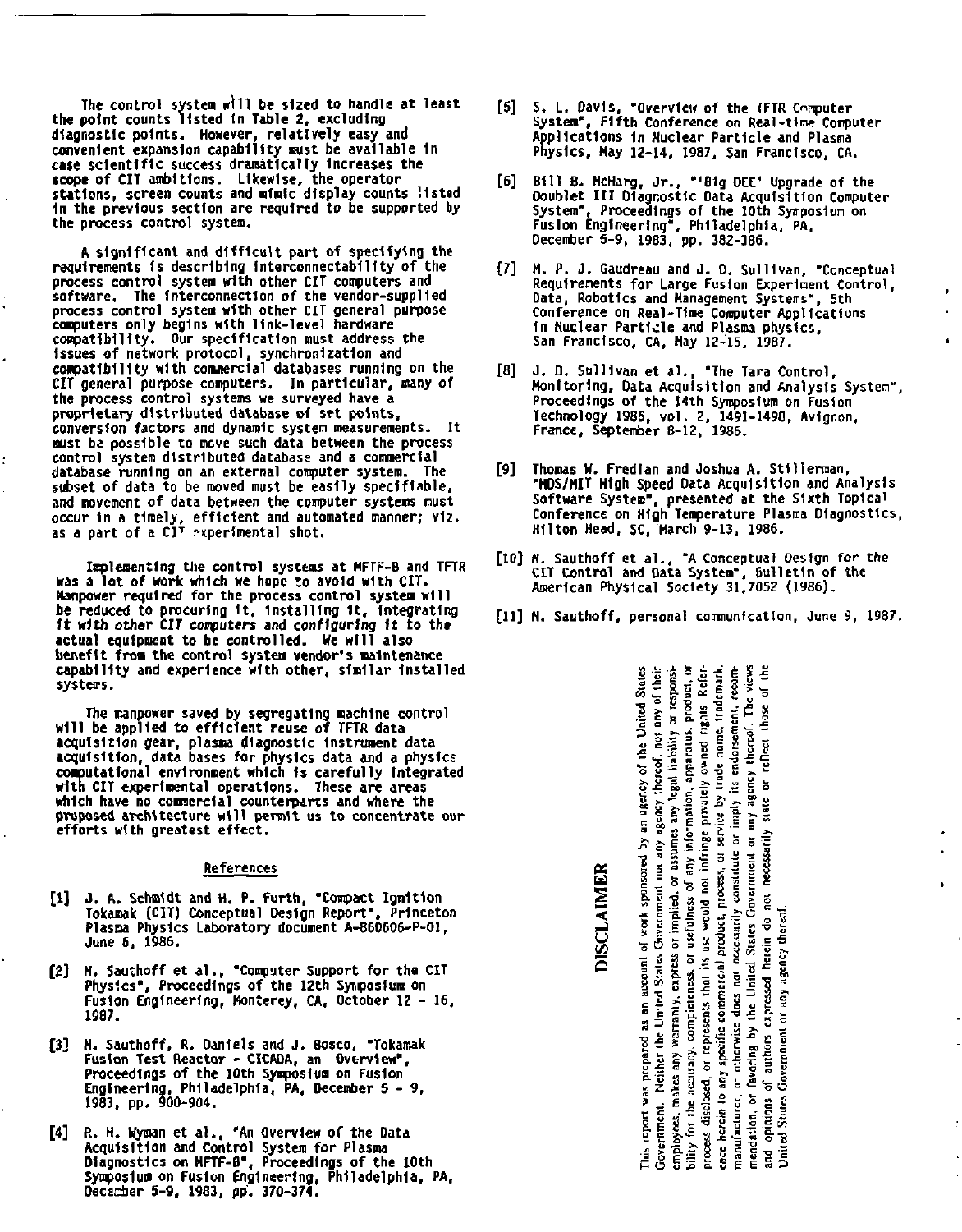The control system will be sized to handle at least the point counts listed in Table 2, excluding diagnostic points. However, relatively easy and convenient expansion capability must be available in case scientific success dramatically increases the scope of CIT ambitions. Likewise, the operator stations, screen counts and mimic display counts listed in the previous section are required to be supported by the process control system.

A significant and difficult part of specifying the requirements is describing interconnectability of the process control system with other CIT computers and software. The interconnection of the vendor-supplied process control system with other CIT general purpose computers only begins with link-level hardware compatibility. Our specification must address the issues of network protocol, synchronization and compatibility with commercial databases running on the CIT general purpose computers. In particular, many of the process control systems we surveyed have a proprietary distributed database of set points, conversion factors and dynamic system measurements. It must be possible to move such data between the process control system distributed database and a commercial database running on an external computer system. The subset of data to be moved must be easily specifiable, and movement of data between the computer systems must occur in a timely, efficient and automated manner; viz. as a part of a CIT experimental shot.

Implementing the control systems at MFTF-B and TFTR was a lot of work which we hope to avoid with CIT. Manpower required for the process control system will be reduced to procuring it, installing it, integrating it *with other CIT computers and configuring it to the* actual equipment to be controlled. We will also benefit from the control system vendor's maintenance capability and experience with other, similar installed systems.

The manpower saved by segregating machine control will be applied to efficient reuse of TFTR data acquisition gear, plasma diagnostic instrument data acquisition, data bases for physics data and a physics computational environment which is carefully integrated with CIT experimental operations. These are areas which have no commercial counterparts and where the proposed architecture will permit us to concentrate our efforts with greatest effect.

## References

[1] J. A. Schmidt and H. P. Furth, "Compact Ignition Tokamak (CIT) Conceptual Design Report", Princeton Plasma Physics Laboratory document A-860606-P-01, June 6, 1986.

[2] N. Sauthoff et al., "Computer Support for the CIT Physics", Proceedings of the 12th Symposium on Fusion Engineering, Monterey, CA, October 12 - 16, 1987.

[3] N. Sauthoff, R. Daniels and J. Bosco, "Tokamak Fusion Test Reactor - CICADA, an Overview", Proceedings of the 10th Symposium on Fusion Engineering, Philadelphia, PA, December 5 - 9, 1983, pp. 900-904.

[4] R. H. Wyman et al., "An Overview of the Data Acquisition and Control System for Plasma Diagnostics on MFTF-B", Proceedings of the 10th Symposium on Fusion Engineering, Philadelphia, PA, December 5-9, 1983, pp. 370-374.

[5] S. L. Davis, "Overview of the TFTR Computer System", Fifth Conference on Real-time Computer Applications in Nuclear Particle and Plasma Physics, May 12-14, 1987, San Francisco, CA.

[6] Bill B. McHarg, Jr., "'Big DEE' Upgrade of the Doublet III Diagnostic Data Acquisition Computer System", Proceedings of the 10th Symposium on Fusion Engineering", Philadelphia, PA, December 5-9, 1983, pp. 382-386.

[7] M. P. J. Gaudreau and J. D. Sullivan, "Conceptual Requirements for Large Fusion Experiment Control, Data, Robotics and Management Systems", 5th Conference on Real-Time Computer Applications in Nuclear Particle and Plasma physics, San Francisco, CA, May 12-15, 1987.

[8] J. D. Sullivan et al., "The Tara Control, Monitoring, Data Acquisition and Analysis System", Proceedings of the 14th Symposium on Fusion Technology 1986, vol. 2, 1491-1498, Avignon, France, September 8-12, 1986.

[9] Thomas W. Fredian and Joshua A. Stillerman, "MDS/MIT High Speed Data Acquisition and Analysis Software System", presented at the Sixth Topical Conference on High Temperature Plasma Diagnostics, Hilton Head, SC, March 9-13, 1986.

[10] N. Sauthoff et al., "A Conceptual Design for the CIT Control and Data System", Bulletin of the American Physical Society 31,7052 (1986).

[11] N. Sauthoff, personal communication, June 9, 1987.

## DISCLAIMER

This report was prepared as an account of work sponsored by an agency of the United States Government. Neither the United States Government nor any agency thereof, nor any of their employees, makes any warranty, express or implied, or assumes any legal liability or responsibility for the accuracy, completeness, or usefulness of any information, apparatus, product, or process disclosed, or represents that its use would not infringe privately owned rights. Reference herein to any specific commercial product, process, or service by trade name, trademark, manufacturer, or otherwise does not necessarily constitute or imply its endorsement, recommendation, or favoring by the United States Government or any agency thereof. The views and opinions of authors expressed herein do not necessarily state or reflect those of the United States Government or any agency thereof.